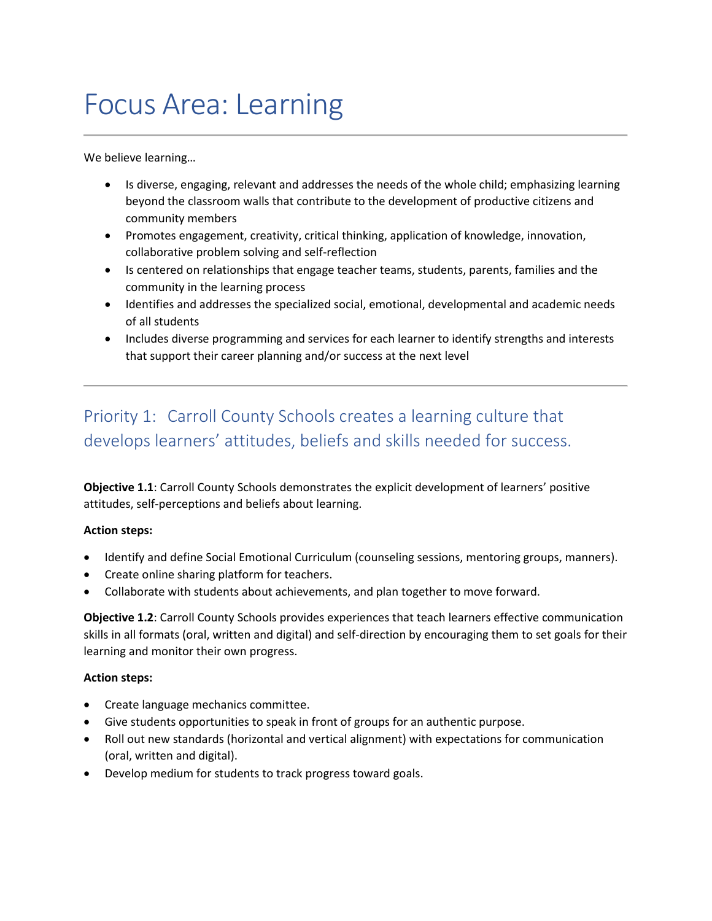# Focus Area: Learning

---

We believe learning…

- Is diverse, engaging, relevant and addresses the needs of the whole child; emphasizing learning beyond the classroom walls that contribute to the development of productive citizens and community members
- Promotes engagement, creativity, critical thinking, application of knowledge, innovation, collaborative problem solving and self-reflection
- Is centered on relationships that engage teacher teams, students, parents, families and the community in the learning process
- Identifies and addresses the specialized social, emotional, developmental and academic needs of all students
- Includes diverse programming and services for each learner to identify strengths and interests that support their career planning and/or success at the next level

---

## Priority 1: Carroll County Schools creates a learning culture that develops learners' attitudes, beliefs and skills needed for success.

**Objective 1.1**: Carroll County Schools demonstrates the explicit development of learners' positive attitudes, self-perceptions and beliefs about learning.

**Action steps:**

- Identify and define Social Emotional Curriculum (counseling sessions, mentoring groups, manners).
- Create online sharing platform for teachers.
- Collaborate with students about achievements, and plan together to move forward.

**Objective 1.2**: Carroll County Schools provides experiences that teach learners effective communication skills in all formats (oral, written and digital) and self-direction by encouraging them to set goals for their learning and monitor their own progress.

**Action steps:**

- Create language mechanics committee.
- Give students opportunities to speak in front of groups for an authentic purpose.
- Roll out new standards (horizontal and vertical alignment) with expectations for communication (oral, written and digital).
- Develop medium for students to track progress toward goals.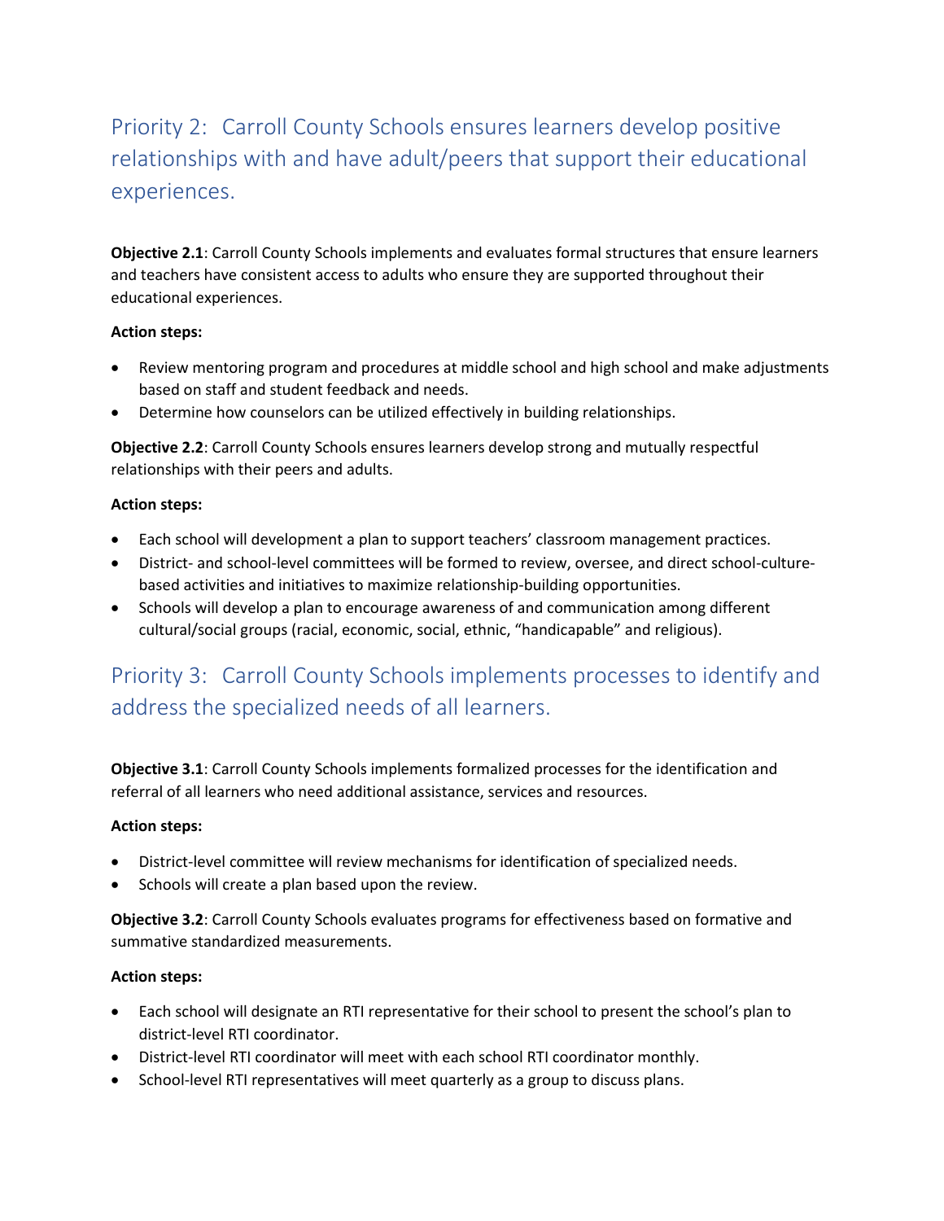## Priority 2: Carroll County Schools ensures learners develop positive relationships with and have adult/peers that support their educational experiences.

**Objective 2.1**: Carroll County Schools implements and evaluates formal structures that ensure learners and teachers have consistent access to adults who ensure they are supported throughout their educational experiences.

**Action steps:**

- Review mentoring program and procedures at middle school and high school and make adjustments based on staff and student feedback and needs.
- Determine how counselors can be utilized effectively in building relationships.

**Objective 2.2**: Carroll County Schools ensures learners develop strong and mutually respectful relationships with their peers and adults.

**Action steps:**

- Each school will development a plan to support teachers' classroom management practices.
- District- and school-level committees will be formed to review, oversee, and direct school-culture-based activities and initiatives to maximize relationship-building opportunities.
- Schools will develop a plan to encourage awareness of and communication among different cultural/social groups (racial, economic, social, ethnic, "handicapable" and religious).

## Priority 3: Carroll County Schools implements processes to identify and address the specialized needs of all learners.

**Objective 3.1**: Carroll County Schools implements formalized processes for the identification and referral of all learners who need additional assistance, services and resources.

**Action steps:**

- District-level committee will review mechanisms for identification of specialized needs.
- Schools will create a plan based upon the review.

**Objective 3.2**: Carroll County Schools evaluates programs for effectiveness based on formative and summative standardized measurements.

**Action steps:**

- Each school will designate an RTI representative for their school to present the school's plan to district-level RTI coordinator.
- District-level RTI coordinator will meet with each school RTI coordinator monthly.
- School-level RTI representatives will meet quarterly as a group to discuss plans.